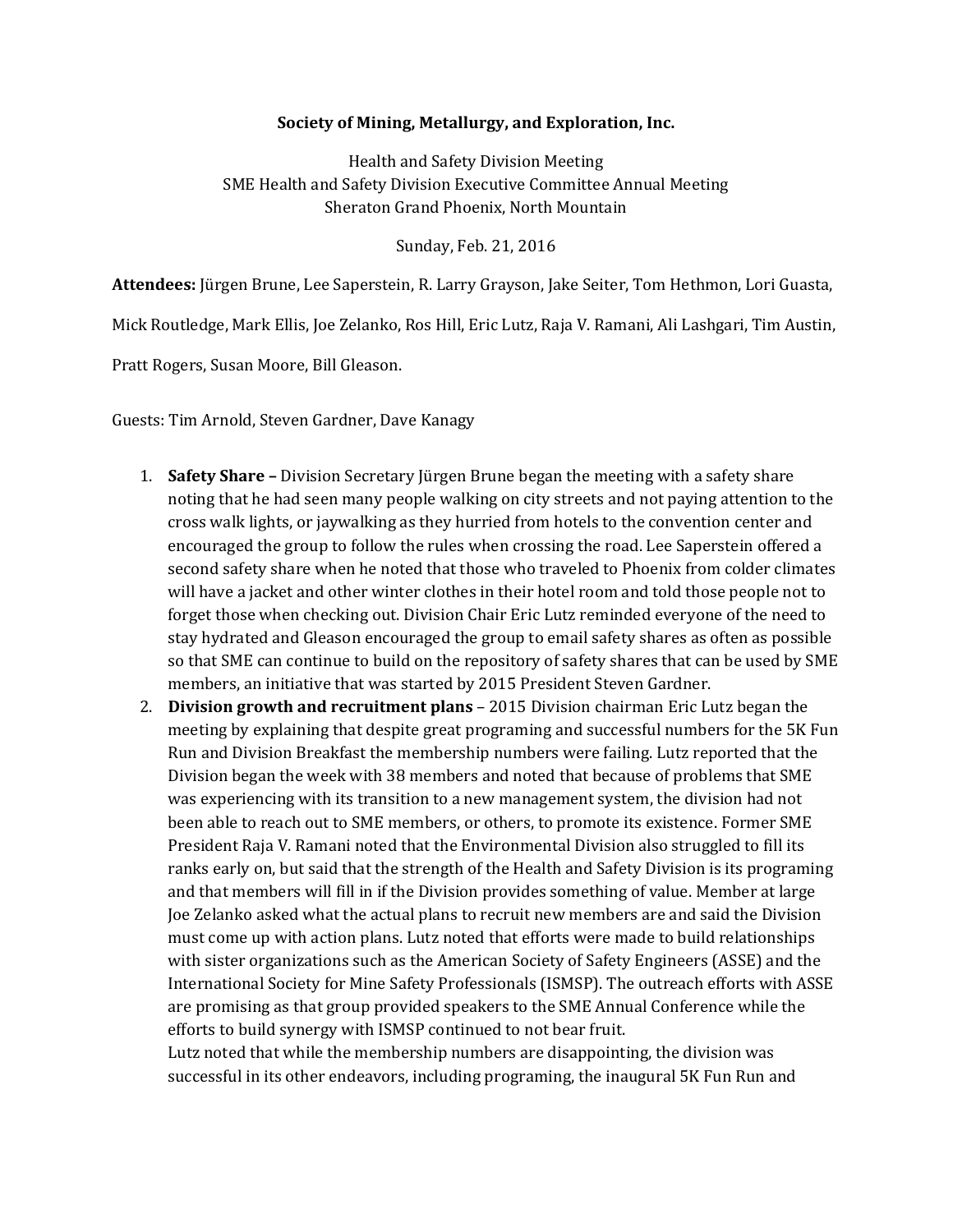**Society of Mining, Metallurgy, and Exploration, Inc.**

Health and Safety Division Meeting
SME Health and Safety Division Executive Committee Annual Meeting
Sheraton Grand Phoenix, North Mountain

Sunday, Feb. 21, 2016

**Attendees:** Jürgen Brune, Lee Saperstein, R. Larry Grayson, Jake Seiter, Tom Hethmon, Lori Guasta, Mick Routledge, Mark Ellis, Joe Zelanko, Ros Hill, Eric Lutz, Raja V. Ramani, Ali Lashgari, Tim Austin, Pratt Rogers, Susan Moore, Bill Gleason.

Guests: Tim Arnold, Steven Gardner, Dave Kanagy

1. **Safety Share –** Division Secretary Jürgen Brune began the meeting with a safety share noting that he had seen many people walking on city streets and not paying attention to the cross walk lights, or jaywalking as they hurried from hotels to the convention center and encouraged the group to follow the rules when crossing the road. Lee Saperstein offered a second safety share when he noted that those who traveled to Phoenix from colder climates will have a jacket and other winter clothes in their hotel room and told those people not to forget those when checking out. Division Chair Eric Lutz reminded everyone of the need to stay hydrated and Gleason encouraged the group to email safety shares as often as possible so that SME can continue to build on the repository of safety shares that can be used by SME members, an initiative that was started by 2015 President Steven Gardner.
2. **Division growth and recruitment plans** – 2015 Division chairman Eric Lutz began the meeting by explaining that despite great programing and successful numbers for the 5K Fun Run and Division Breakfast the membership numbers were failing. Lutz reported that the Division began the week with 38 members and noted that because of problems that SME was experiencing with its transition to a new management system, the division had not been able to reach out to SME members, or others, to promote its existence. Former SME President Raja V. Ramani noted that the Environmental Division also struggled to fill its ranks early on, but said that the strength of the Health and Safety Division is its programing and that members will fill in if the Division provides something of value. Member at large Joe Zelanko asked what the actual plans to recruit new members are and said the Division must come up with action plans. Lutz noted that efforts were made to build relationships with sister organizations such as the American Society of Safety Engineers (ASSE) and the International Society for Mine Safety Professionals (ISMSP). The outreach efforts with ASSE are promising as that group provided speakers to the SME Annual Conference while the efforts to build synergy with ISMSP continued to not bear fruit.
   Lutz noted that while the membership numbers are disappointing, the division was successful in its other endeavors, including programing, the inaugural 5K Fun Run and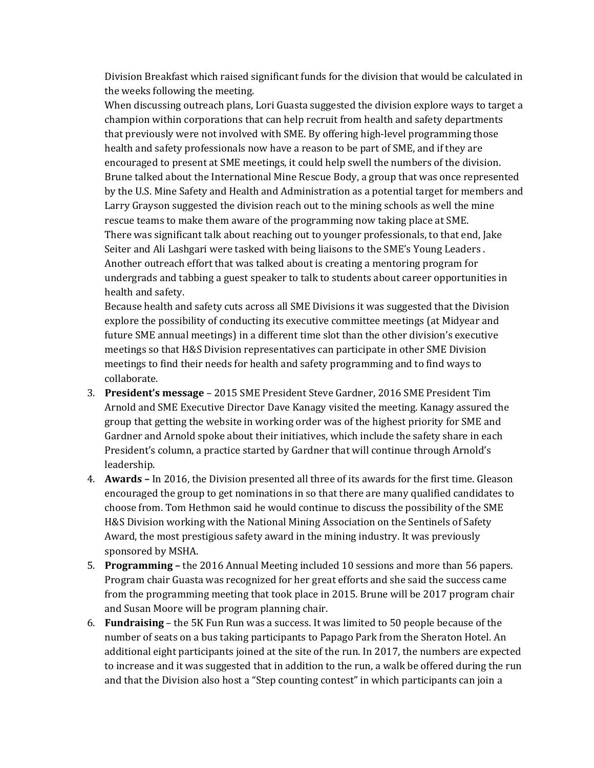Division Breakfast which raised significant funds for the division that would be calculated in the weeks following the meeting.

When discussing outreach plans, Lori Guasta suggested the division explore ways to target a champion within corporations that can help recruit from health and safety departments that previously were not involved with SME. By offering high-level programming those health and safety professionals now have a reason to be part of SME, and if they are encouraged to present at SME meetings, it could help swell the numbers of the division. Brune talked about the International Mine Rescue Body, a group that was once represented by the U.S. Mine Safety and Health and Administration as a potential target for members and Larry Grayson suggested the division reach out to the mining schools as well the mine rescue teams to make them aware of the programming now taking place at SME.

There was significant talk about reaching out to younger professionals, to that end, Jake Seiter and Ali Lashgari were tasked with being liaisons to the SME's Young Leaders . Another outreach effort that was talked about is creating a mentoring program for undergrads and tabbing a guest speaker to talk to students about career opportunities in health and safety.

Because health and safety cuts across all SME Divisions it was suggested that the Division explore the possibility of conducting its executive committee meetings (at Midyear and future SME annual meetings) in a different time slot than the other division's executive meetings so that H&S Division representatives can participate in other SME Division meetings to find their needs for health and safety programming and to find ways to collaborate.

3. **President's message** – 2015 SME President Steve Gardner, 2016 SME President Tim Arnold and SME Executive Director Dave Kanagy visited the meeting. Kanagy assured the group that getting the website in working order was of the highest priority for SME and Gardner and Arnold spoke about their initiatives, which include the safety share in each President's column, a practice started by Gardner that will continue through Arnold's leadership.
4. **Awards –** In 2016, the Division presented all three of its awards for the first time. Gleason encouraged the group to get nominations in so that there are many qualified candidates to choose from. Tom Hethmon said he would continue to discuss the possibility of the SME H&S Division working with the National Mining Association on the Sentinels of Safety Award, the most prestigious safety award in the mining industry. It was previously sponsored by MSHA.
5. **Programming –** the 2016 Annual Meeting included 10 sessions and more than 56 papers. Program chair Guasta was recognized for her great efforts and she said the success came from the programming meeting that took place in 2015. Brune will be 2017 program chair and Susan Moore will be program planning chair.
6. **Fundraising** – the 5K Fun Run was a success. It was limited to 50 people because of the number of seats on a bus taking participants to Papago Park from the Sheraton Hotel. An additional eight participants joined at the site of the run. In 2017, the numbers are expected to increase and it was suggested that in addition to the run, a walk be offered during the run and that the Division also host a "Step counting contest" in which participants can join a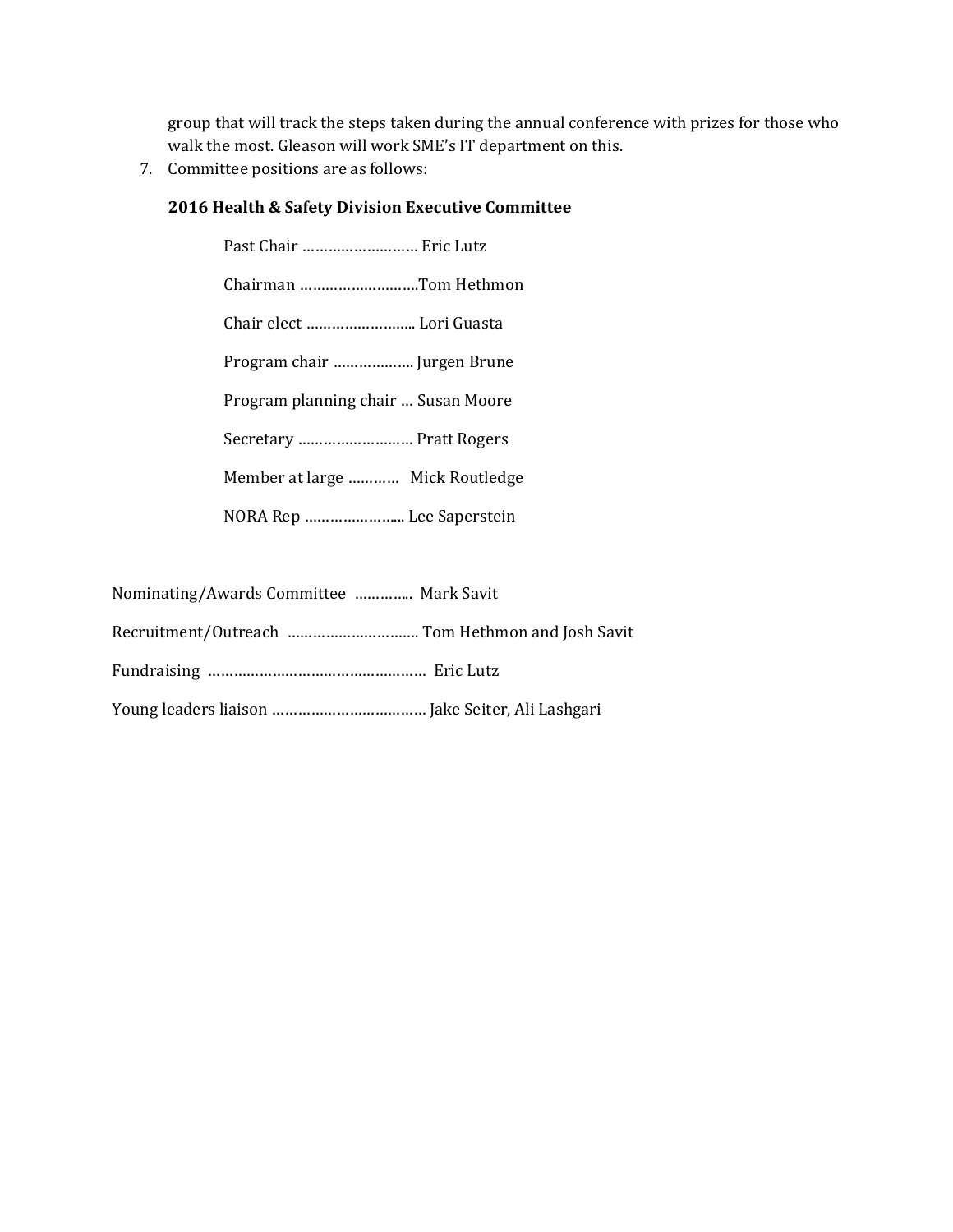group that will track the steps taken during the annual conference with prizes for those who walk the most. Gleason will work SME's IT department on this.

7. Committee positions are as follows:

   **2016 Health & Safety Division Executive Committee**

   Past Chair ……………………… Eric Lutz

   Chairman ……………………….Tom Hethmon

   Chair elect …………………….. Lori Guasta

   Program chair ………………. Jurgen Brune

   Program planning chair … Susan Moore

   Secretary ……………………… Pratt Rogers

   Member at large ………… Mick Routledge

   NORA Rep …………………... Lee Saperstein

Nominating/Awards Committee ………….. Mark Savit

Recruitment/Outreach ………………………….. Tom Hethmon and Josh Savit

Fundraising …………………………………………… Eric Lutz

Young leaders liaison ………………………………. Jake Seiter, Ali Lashgari